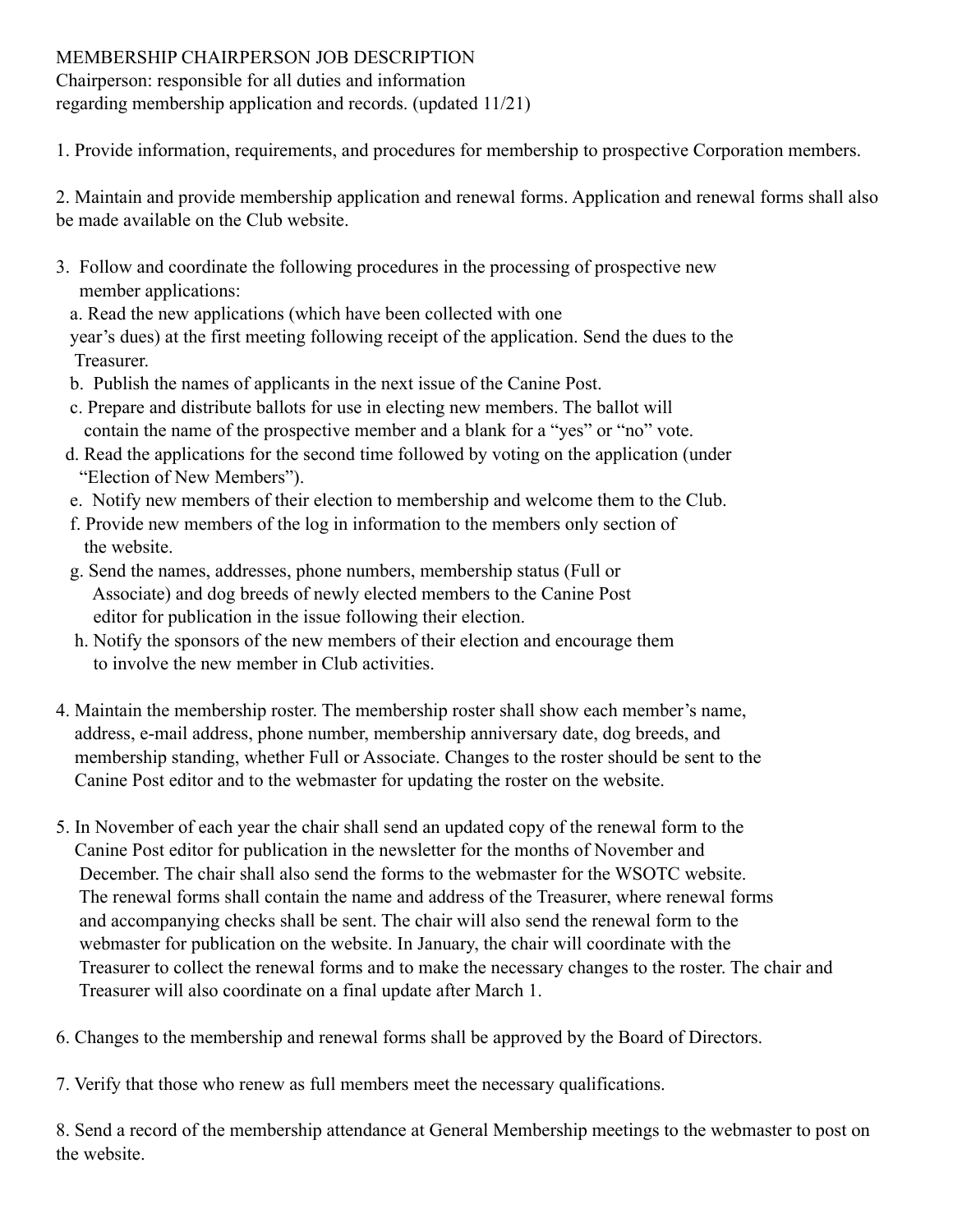# MEMBERSHIP CHAIRPERSON JOB DESCRIPTION

Chairperson: responsible for all duties and information regarding membership application and records. (updated 11/21)

1. Provide information, requirements, and procedures for membership to prospective Corporation members.

2. Maintain and provide membership application and renewal forms. Application and renewal forms shall also be made available on the Club website.

3. Follow and coordinate the following procedures in the processing of prospective new member applications:
   a. Read the new applications (which have been collected with one year's dues) at the first meeting following receipt of the application. Send the dues to the Treasurer.
   b. Publish the names of applicants in the next issue of the Canine Post.
   c. Prepare and distribute ballots for use in electing new members. The ballot will contain the name of the prospective member and a blank for a "yes" or "no" vote.
   d. Read the applications for the second time followed by voting on the application (under "Election of New Members").
   e. Notify new members of their election to membership and welcome them to the Club.
   f. Provide new members of the log in information to the members only section of the website.
   g. Send the names, addresses, phone numbers, membership status (Full or Associate) and dog breeds of newly elected members to the Canine Post editor for publication in the issue following their election.
   h. Notify the sponsors of the new members of their election and encourage them to involve the new member in Club activities.

4. Maintain the membership roster. The membership roster shall show each member's name, address, e-mail address, phone number, membership anniversary date, dog breeds, and membership standing, whether Full or Associate. Changes to the roster should be sent to the Canine Post editor and to the webmaster for updating the roster on the website.

5. In November of each year the chair shall send an updated copy of the renewal form to the Canine Post editor for publication in the newsletter for the months of November and December. The chair shall also send the forms to the webmaster for the WSOTC website. The renewal forms shall contain the name and address of the Treasurer, where renewal forms and accompanying checks shall be sent. The chair will also send the renewal form to the webmaster for publication on the website. In January, the chair will coordinate with the Treasurer to collect the renewal forms and to make the necessary changes to the roster. The chair and Treasurer will also coordinate on a final update after March 1.

6. Changes to the membership and renewal forms shall be approved by the Board of Directors.

7. Verify that those who renew as full members meet the necessary qualifications.

8. Send a record of the membership attendance at General Membership meetings to the webmaster to post on the website.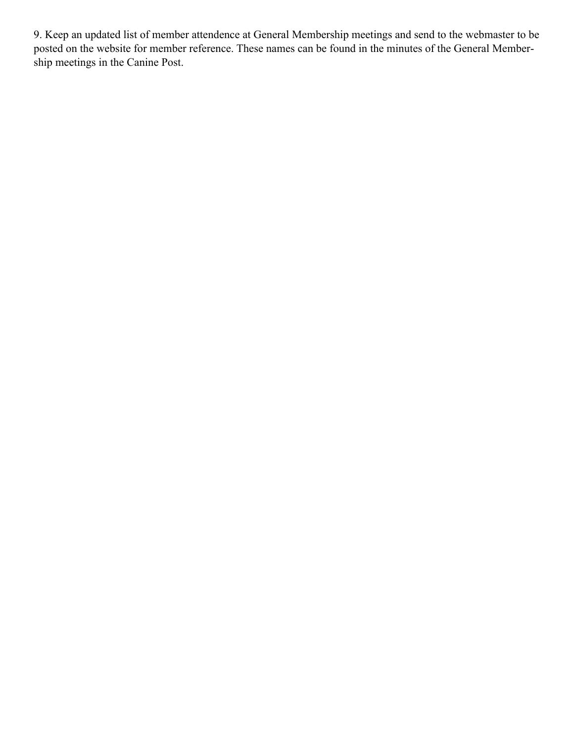9. Keep an updated list of member attendence at General Membership meetings and send to the webmaster to be posted on the website for member reference. These names can be found in the minutes of the General Membership meetings in the Canine Post.